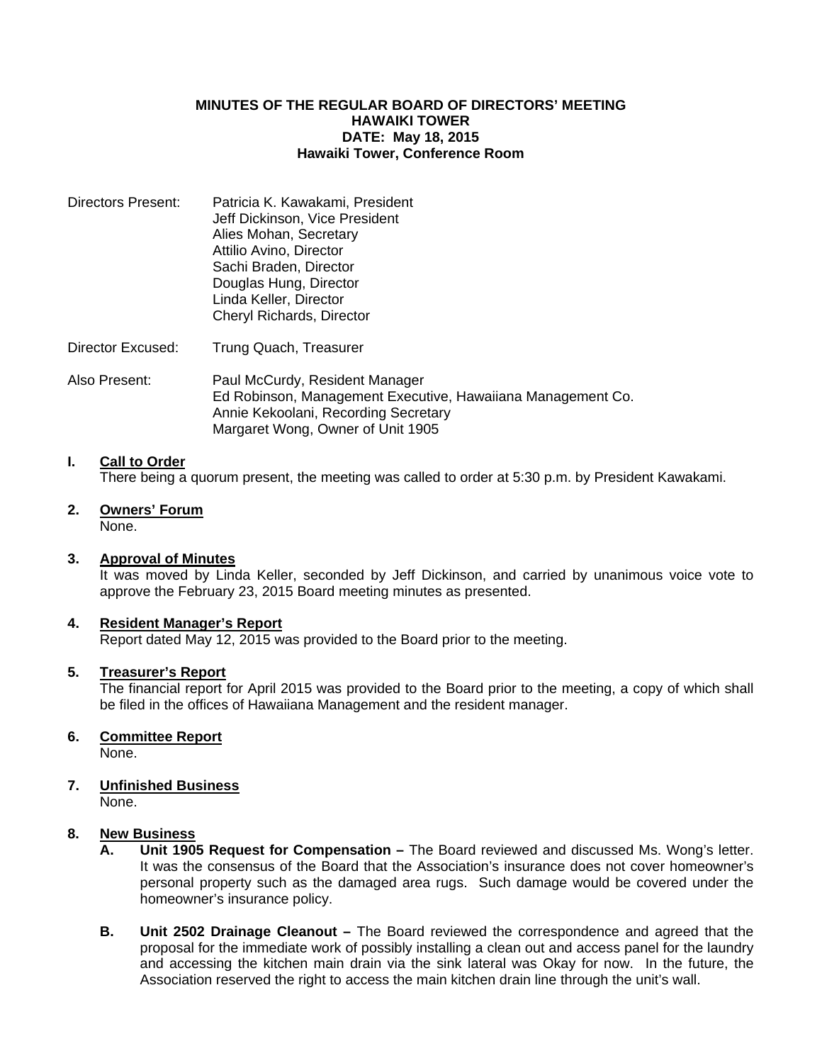**MINUTES OF THE REGULAR BOARD OF DIRECTORS' MEETING**
**HAWAIKI TOWER**
**DATE: May 18, 2015**
**Hawaiki Tower, Conference Room**

Directors Present: Patricia K. Kawakami, President
Jeff Dickinson, Vice President
Alies Mohan, Secretary
Attilio Avino, Director
Sachi Braden, Director
Douglas Hung, Director
Linda Keller, Director
Cheryl Richards, Director

Director Excused: Trung Quach, Treasurer

Also Present: Paul McCurdy, Resident Manager
Ed Robinson, Management Executive, Hawaiiana Management Co.
Annie Kekoolani, Recording Secretary
Margaret Wong, Owner of Unit 1905

**I. Call to Order**

There being a quorum present, the meeting was called to order at 5:30 p.m. by President Kawakami.

**2. Owners' Forum**

None.

**3. Approval of Minutes**

It was moved by Linda Keller, seconded by Jeff Dickinson, and carried by unanimous voice vote to approve the February 23, 2015 Board meeting minutes as presented.

**4. Resident Manager's Report**

Report dated May 12, 2015 was provided to the Board prior to the meeting.

**5. Treasurer's Report**

The financial report for April 2015 was provided to the Board prior to the meeting, a copy of which shall be filed in the offices of Hawaiiana Management and the resident manager.

**6. Committee Report**

None.

**7. Unfinished Business**

None.

**8. New Business**

**A. Unit 1905 Request for Compensation –** The Board reviewed and discussed Ms. Wong's letter. It was the consensus of the Board that the Association's insurance does not cover homeowner's personal property such as the damaged area rugs. Such damage would be covered under the homeowner's insurance policy.

**B. Unit 2502 Drainage Cleanout –** The Board reviewed the correspondence and agreed that the proposal for the immediate work of possibly installing a clean out and access panel for the laundry and accessing the kitchen main drain via the sink lateral was Okay for now. In the future, the Association reserved the right to access the main kitchen drain line through the unit's wall.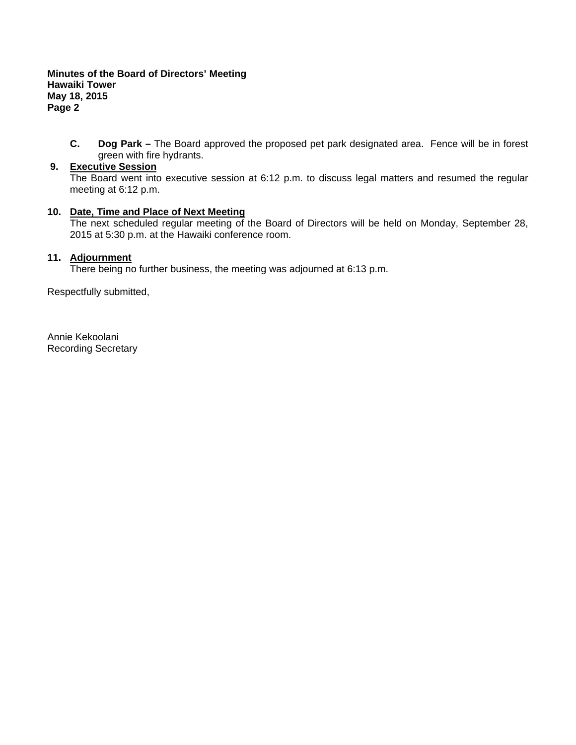C. **Dog Park –** The Board approved the proposed pet park designated area. Fence will be in forest green with fire hydrants.

9. **Executive Session**
   The Board went into executive session at 6:12 p.m. to discuss legal matters and resumed the regular meeting at 6:12 p.m.

10. **Date, Time and Place of Next Meeting**
    The next scheduled regular meeting of the Board of Directors will be held on Monday, September 28, 2015 at 5:30 p.m. at the Hawaiki conference room.

11. **Adjournment**
    There being no further business, the meeting was adjourned at 6:13 p.m.

Respectfully submitted,

Annie Kekoolani
Recording Secretary